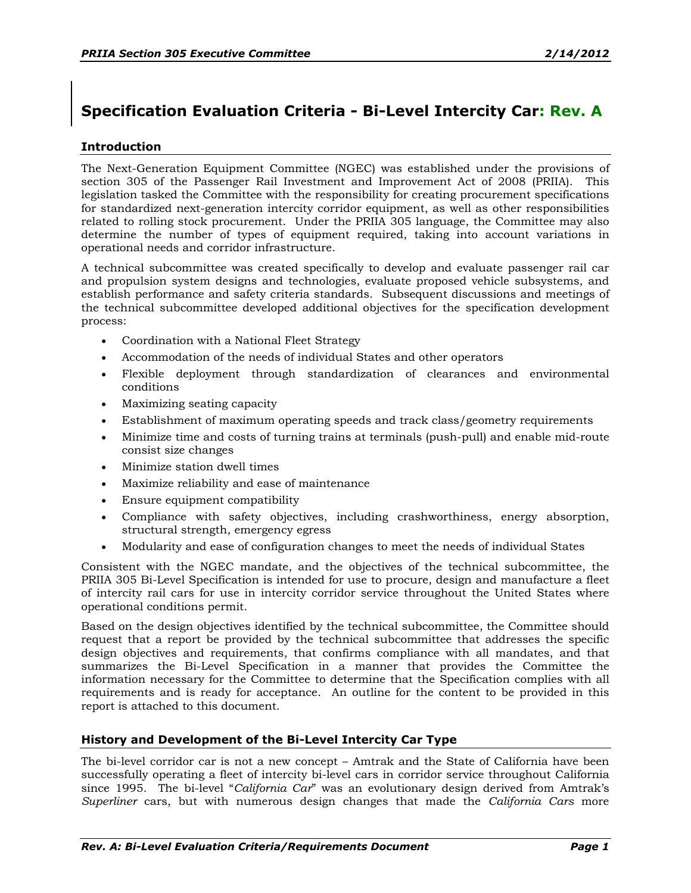# Specification Evaluation Criteria - Bi-Level Intercity Car: Rev. A

## Introduction

The Next-Generation Equipment Committee (NGEC) was established under the provisions of section 305 of the Passenger Rail Investment and Improvement Act of 2008 (PRIIA). This legislation tasked the Committee with the responsibility for creating procurement specifications for standardized next-generation intercity corridor equipment, as well as other responsibilities related to rolling stock procurement. Under the PRIIA 305 language, the Committee may also determine the number of types of equipment required, taking into account variations in operational needs and corridor infrastructure.

A technical subcommittee was created specifically to develop and evaluate passenger rail car and propulsion system designs and technologies, evaluate proposed vehicle subsystems, and establish performance and safety criteria standards. Subsequent discussions and meetings of the technical subcommittee developed additional objectives for the specification development process:

- Coordination with a National Fleet Strategy
- Accommodation of the needs of individual States and other operators
- Flexible deployment through standardization of clearances and environmental conditions
- Maximizing seating capacity
- Establishment of maximum operating speeds and track class/geometry requirements
- Minimize time and costs of turning trains at terminals (push-pull) and enable mid-route consist size changes
- Minimize station dwell times
- Maximize reliability and ease of maintenance
- Ensure equipment compatibility
- Compliance with safety objectives, including crashworthiness, energy absorption, structural strength, emergency egress
- Modularity and ease of configuration changes to meet the needs of individual States

Consistent with the NGEC mandate, and the objectives of the technical subcommittee, the PRIIA 305 Bi-Level Specification is intended for use to procure, design and manufacture a fleet of intercity rail cars for use in intercity corridor service throughout the United States where operational conditions permit.

Based on the design objectives identified by the technical subcommittee, the Committee should request that a report be provided by the technical subcommittee that addresses the specific design objectives and requirements, that confirms compliance with all mandates, and that summarizes the Bi-Level Specification in a manner that provides the Committee the information necessary for the Committee to determine that the Specification complies with all requirements and is ready for acceptance. An outline for the content to be provided in this report is attached to this document.

## History and Development of the Bi-Level Intercity Car Type

The bi-level corridor car is not a new concept – Amtrak and the State of California have been successfully operating a fleet of intercity bi-level cars in corridor service throughout California since 1995. The bi-level "*California Car*" was an evolutionary design derived from Amtrak's *Superliner* cars, but with numerous design changes that made the *California Cars* more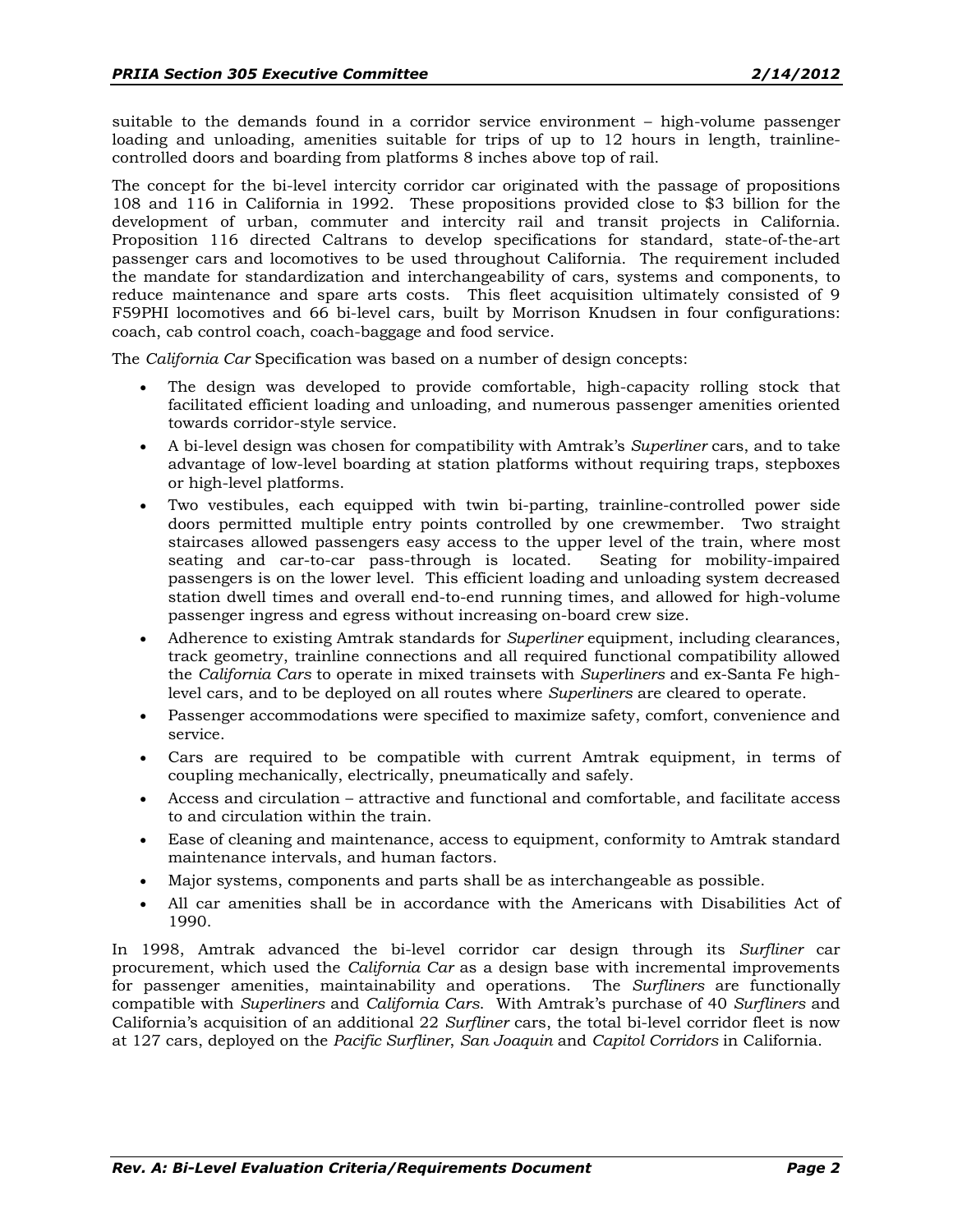suitable to the demands found in a corridor service environment – high-volume passenger loading and unloading, amenities suitable for trips of up to 12 hours in length, trainline-controlled doors and boarding from platforms 8 inches above top of rail.

The concept for the bi-level intercity corridor car originated with the passage of propositions 108 and 116 in California in 1992. These propositions provided close to $3 billion for the development of urban, commuter and intercity rail and transit projects in California. Proposition 116 directed Caltrans to develop specifications for standard, state-of-the-art passenger cars and locomotives to be used throughout California. The requirement included the mandate for standardization and interchangeability of cars, systems and components, to reduce maintenance and spare arts costs. This fleet acquisition ultimately consisted of 9 F59PHI locomotives and 66 bi-level cars, built by Morrison Knudsen in four configurations: coach, cab control coach, coach-baggage and food service.

The *California Car* Specification was based on a number of design concepts:

- The design was developed to provide comfortable, high-capacity rolling stock that facilitated efficient loading and unloading, and numerous passenger amenities oriented towards corridor-style service.
- A bi-level design was chosen for compatibility with Amtrak's *Superliner* cars, and to take advantage of low-level boarding at station platforms without requiring traps, stepboxes or high-level platforms.
- Two vestibules, each equipped with twin bi-parting, trainline-controlled power side doors permitted multiple entry points controlled by one crewmember. Two straight staircases allowed passengers easy access to the upper level of the train, where most seating and car-to-car pass-through is located. Seating for mobility-impaired passengers is on the lower level. This efficient loading and unloading system decreased station dwell times and overall end-to-end running times, and allowed for high-volume passenger ingress and egress without increasing on-board crew size.
- Adherence to existing Amtrak standards for *Superliner* equipment, including clearances, track geometry, trainline connections and all required functional compatibility allowed the *California Cars* to operate in mixed trainsets with *Superliners* and ex-Santa Fe high-level cars, and to be deployed on all routes where *Superliners* are cleared to operate.
- Passenger accommodations were specified to maximize safety, comfort, convenience and service.
- Cars are required to be compatible with current Amtrak equipment, in terms of coupling mechanically, electrically, pneumatically and safely.
- Access and circulation – attractive and functional and comfortable, and facilitate access to and circulation within the train.
- Ease of cleaning and maintenance, access to equipment, conformity to Amtrak standard maintenance intervals, and human factors.
- Major systems, components and parts shall be as interchangeable as possible.
- All car amenities shall be in accordance with the Americans with Disabilities Act of 1990.

In 1998, Amtrak advanced the bi-level corridor car design through its *Surfliner* car procurement, which used the *California Car* as a design base with incremental improvements for passenger amenities, maintainability and operations. The *Surfliners* are functionally compatible with *Superliners* and *California Cars*. With Amtrak's purchase of 40 *Surfliners* and California's acquisition of an additional 22 *Surfliner* cars, the total bi-level corridor fleet is now at 127 cars, deployed on the *Pacific Surfliner*, *San Joaquin* and *Capitol Corridors* in California.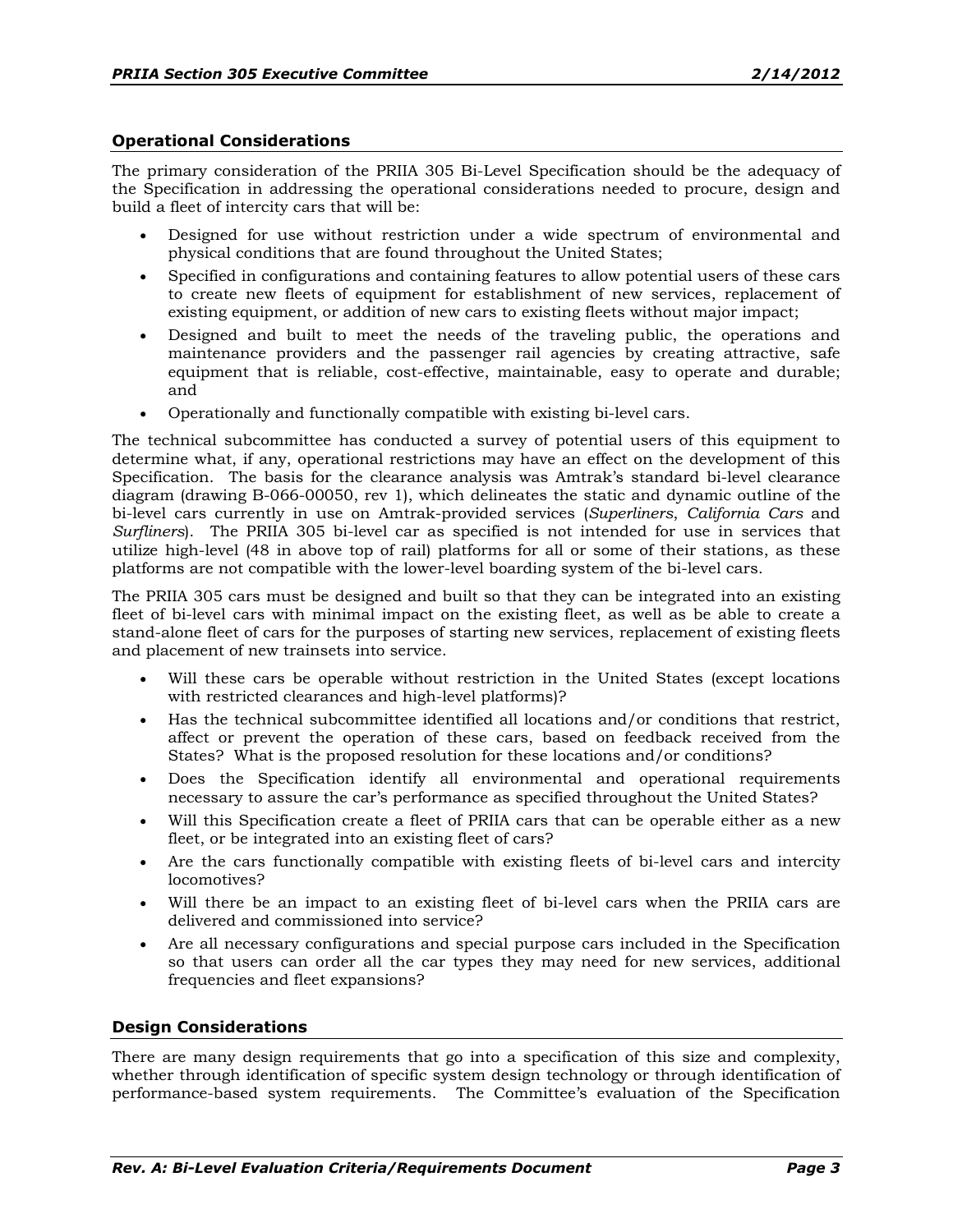## Operational Considerations

The primary consideration of the PRIIA 305 Bi-Level Specification should be the adequacy of the Specification in addressing the operational considerations needed to procure, design and build a fleet of intercity cars that will be:

- Designed for use without restriction under a wide spectrum of environmental and physical conditions that are found throughout the United States;
- Specified in configurations and containing features to allow potential users of these cars to create new fleets of equipment for establishment of new services, replacement of existing equipment, or addition of new cars to existing fleets without major impact;
- Designed and built to meet the needs of the traveling public, the operations and maintenance providers and the passenger rail agencies by creating attractive, safe equipment that is reliable, cost-effective, maintainable, easy to operate and durable; and
- Operationally and functionally compatible with existing bi-level cars.

The technical subcommittee has conducted a survey of potential users of this equipment to determine what, if any, operational restrictions may have an effect on the development of this Specification. The basis for the clearance analysis was Amtrak's standard bi-level clearance diagram (drawing B-066-00050, rev 1), which delineates the static and dynamic outline of the bi-level cars currently in use on Amtrak-provided services (*Superliners*, *California Cars* and *Surfliners*). The PRIIA 305 bi-level car as specified is not intended for use in services that utilize high-level (48 in above top of rail) platforms for all or some of their stations, as these platforms are not compatible with the lower-level boarding system of the bi-level cars.

The PRIIA 305 cars must be designed and built so that they can be integrated into an existing fleet of bi-level cars with minimal impact on the existing fleet, as well as be able to create a stand-alone fleet of cars for the purposes of starting new services, replacement of existing fleets and placement of new trainsets into service.

- Will these cars be operable without restriction in the United States (except locations with restricted clearances and high-level platforms)?
- Has the technical subcommittee identified all locations and/or conditions that restrict, affect or prevent the operation of these cars, based on feedback received from the States? What is the proposed resolution for these locations and/or conditions?
- Does the Specification identify all environmental and operational requirements necessary to assure the car's performance as specified throughout the United States?
- Will this Specification create a fleet of PRIIA cars that can be operable either as a new fleet, or be integrated into an existing fleet of cars?
- Are the cars functionally compatible with existing fleets of bi-level cars and intercity locomotives?
- Will there be an impact to an existing fleet of bi-level cars when the PRIIA cars are delivered and commissioned into service?
- Are all necessary configurations and special purpose cars included in the Specification so that users can order all the car types they may need for new services, additional frequencies and fleet expansions?

## Design Considerations

There are many design requirements that go into a specification of this size and complexity, whether through identification of specific system design technology or through identification of performance-based system requirements. The Committee's evaluation of the Specification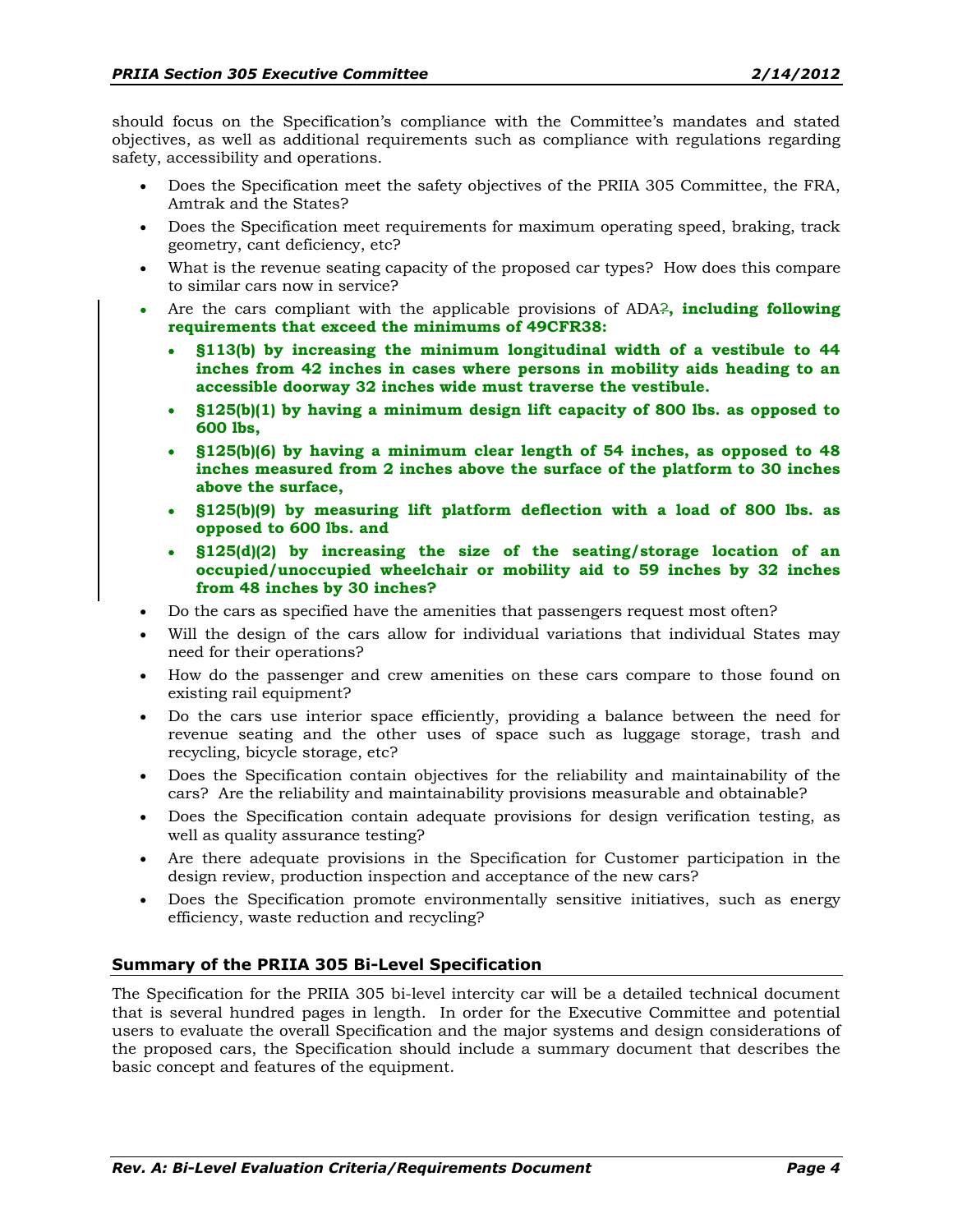should focus on the Specification's compliance with the Committee's mandates and stated objectives, as well as additional requirements such as compliance with regulations regarding safety, accessibility and operations.

- Does the Specification meet the safety objectives of the PRIIA 305 Committee, the FRA, Amtrak and the States?
- Does the Specification meet requirements for maximum operating speed, braking, track geometry, cant deficiency, etc?
- What is the revenue seating capacity of the proposed car types? How does this compare to similar cars now in service?
- Are the cars compliant with the applicable provisions of ADA~~?~~**, including following requirements that exceed the minimums of 49CFR38:**
  - **§113(b) by increasing the minimum longitudinal width of a vestibule to 44 inches from 42 inches in cases where persons in mobility aids heading to an accessible doorway 32 inches wide must traverse the vestibule.**
  - **§125(b)(1) by having a minimum design lift capacity of 800 lbs. as opposed to 600 lbs,**
  - **§125(b)(6) by having a minimum clear length of 54 inches, as opposed to 48 inches measured from 2 inches above the surface of the platform to 30 inches above the surface,**
  - **§125(b)(9) by measuring lift platform deflection with a load of 800 lbs. as opposed to 600 lbs. and**
  - **§125(d)(2) by increasing the size of the seating/storage location of an occupied/unoccupied wheelchair or mobility aid to 59 inches by 32 inches from 48 inches by 30 inches?**
- Do the cars as specified have the amenities that passengers request most often?
- Will the design of the cars allow for individual variations that individual States may need for their operations?
- How do the passenger and crew amenities on these cars compare to those found on existing rail equipment?
- Do the cars use interior space efficiently, providing a balance between the need for revenue seating and the other uses of space such as luggage storage, trash and recycling, bicycle storage, etc?
- Does the Specification contain objectives for the reliability and maintainability of the cars? Are the reliability and maintainability provisions measurable and obtainable?
- Does the Specification contain adequate provisions for design verification testing, as well as quality assurance testing?
- Are there adequate provisions in the Specification for Customer participation in the design review, production inspection and acceptance of the new cars?
- Does the Specification promote environmentally sensitive initiatives, such as energy efficiency, waste reduction and recycling?

## Summary of the PRIIA 305 Bi-Level Specification

The Specification for the PRIIA 305 bi-level intercity car will be a detailed technical document that is several hundred pages in length. In order for the Executive Committee and potential users to evaluate the overall Specification and the major systems and design considerations of the proposed cars, the Specification should include a summary document that describes the basic concept and features of the equipment.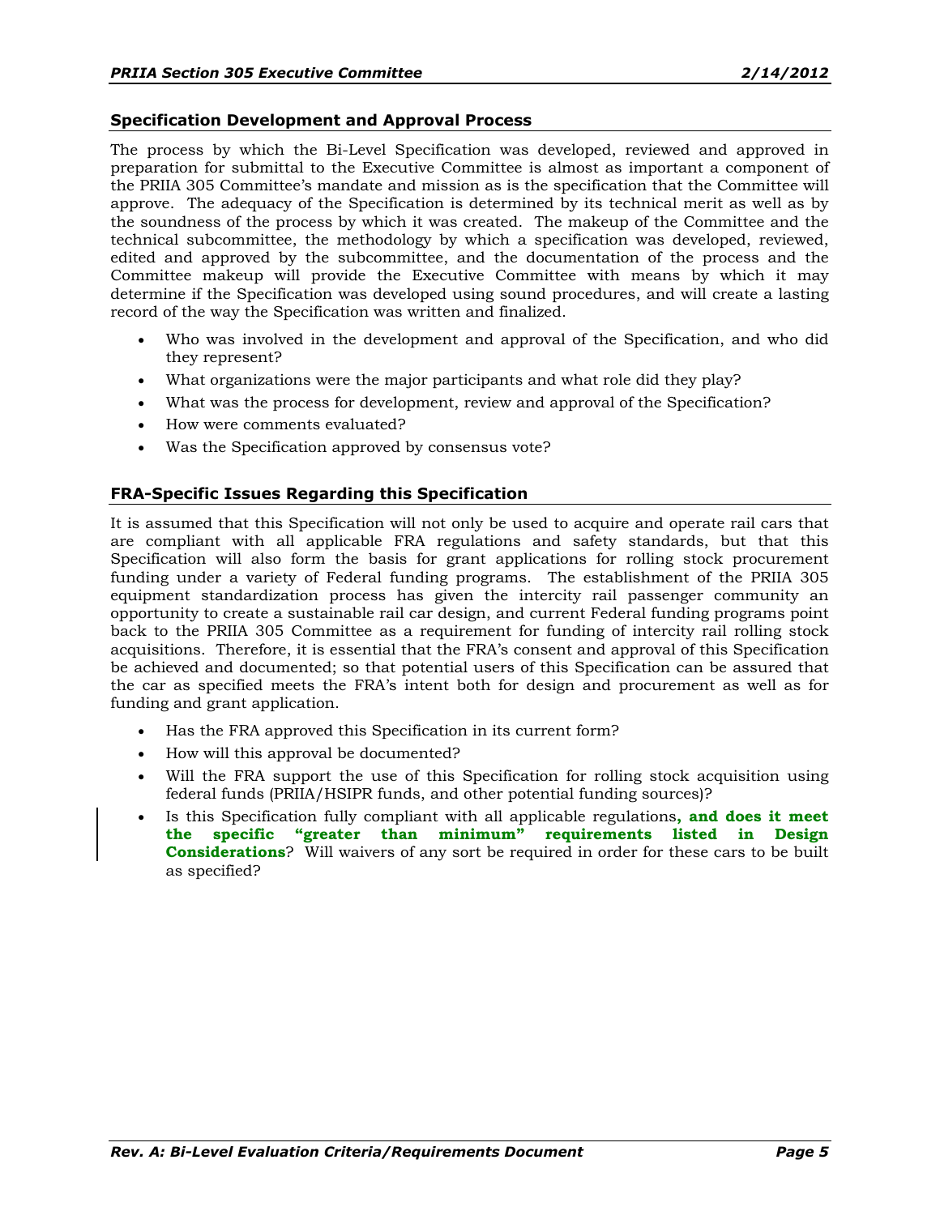## Specification Development and Approval Process

The process by which the Bi-Level Specification was developed, reviewed and approved in preparation for submittal to the Executive Committee is almost as important a component of the PRIIA 305 Committee's mandate and mission as is the specification that the Committee will approve. The adequacy of the Specification is determined by its technical merit as well as by the soundness of the process by which it was created. The makeup of the Committee and the technical subcommittee, the methodology by which a specification was developed, reviewed, edited and approved by the subcommittee, and the documentation of the process and the Committee makeup will provide the Executive Committee with means by which it may determine if the Specification was developed using sound procedures, and will create a lasting record of the way the Specification was written and finalized.

- Who was involved in the development and approval of the Specification, and who did they represent?
- What organizations were the major participants and what role did they play?
- What was the process for development, review and approval of the Specification?
- How were comments evaluated?
- Was the Specification approved by consensus vote?

## FRA-Specific Issues Regarding this Specification

It is assumed that this Specification will not only be used to acquire and operate rail cars that are compliant with all applicable FRA regulations and safety standards, but that this Specification will also form the basis for grant applications for rolling stock procurement funding under a variety of Federal funding programs. The establishment of the PRIIA 305 equipment standardization process has given the intercity rail passenger community an opportunity to create a sustainable rail car design, and current Federal funding programs point back to the PRIIA 305 Committee as a requirement for funding of intercity rail rolling stock acquisitions. Therefore, it is essential that the FRA's consent and approval of this Specification be achieved and documented; so that potential users of this Specification can be assured that the car as specified meets the FRA's intent both for design and procurement as well as for funding and grant application.

- Has the FRA approved this Specification in its current form?
- How will this approval be documented?
- Will the FRA support the use of this Specification for rolling stock acquisition using federal funds (PRIIA/HSIPR funds, and other potential funding sources)?
- Is this Specification fully compliant with all applicable regulations**, and does it meet the specific "greater than minimum" requirements listed in Design Considerations**? Will waivers of any sort be required in order for these cars to be built as specified?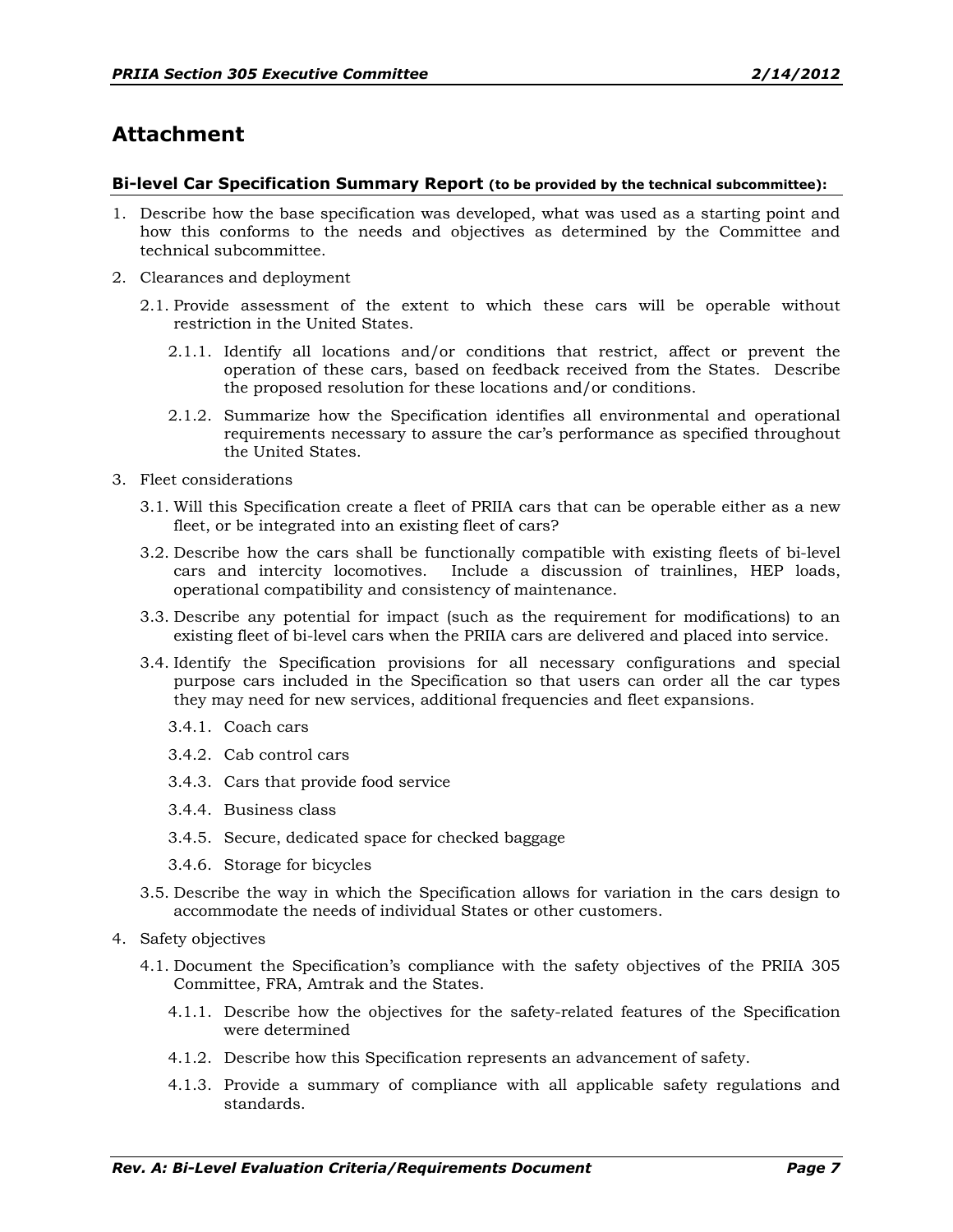# Attachment

**Bi-level Car Specification Summary Report (to be provided by the technical subcommittee):**

1. Describe how the base specification was developed, what was used as a starting point and how this conforms to the needs and objectives as determined by the Committee and technical subcommittee.
2. Clearances and deployment
   - 2.1. Provide assessment of the extent to which these cars will be operable without restriction in the United States.
     - 2.1.1. Identify all locations and/or conditions that restrict, affect or prevent the operation of these cars, based on feedback received from the States. Describe the proposed resolution for these locations and/or conditions.
     - 2.1.2. Summarize how the Specification identifies all environmental and operational requirements necessary to assure the car's performance as specified throughout the United States.
3. Fleet considerations
   - 3.1. Will this Specification create a fleet of PRIIA cars that can be operable either as a new fleet, or be integrated into an existing fleet of cars?
   - 3.2. Describe how the cars shall be functionally compatible with existing fleets of bi-level cars and intercity locomotives. Include a discussion of trainlines, HEP loads, operational compatibility and consistency of maintenance.
   - 3.3. Describe any potential for impact (such as the requirement for modifications) to an existing fleet of bi-level cars when the PRIIA cars are delivered and placed into service.
   - 3.4. Identify the Specification provisions for all necessary configurations and special purpose cars included in the Specification so that users can order all the car types they may need for new services, additional frequencies and fleet expansions.
     - 3.4.1. Coach cars
     - 3.4.2. Cab control cars
     - 3.4.3. Cars that provide food service
     - 3.4.4. Business class
     - 3.4.5. Secure, dedicated space for checked baggage
     - 3.4.6. Storage for bicycles
   - 3.5. Describe the way in which the Specification allows for variation in the cars design to accommodate the needs of individual States or other customers.
4. Safety objectives
   - 4.1. Document the Specification's compliance with the safety objectives of the PRIIA 305 Committee, FRA, Amtrak and the States.
     - 4.1.1. Describe how the objectives for the safety-related features of the Specification were determined
     - 4.1.2. Describe how this Specification represents an advancement of safety.
     - 4.1.3. Provide a summary of compliance with all applicable safety regulations and standards.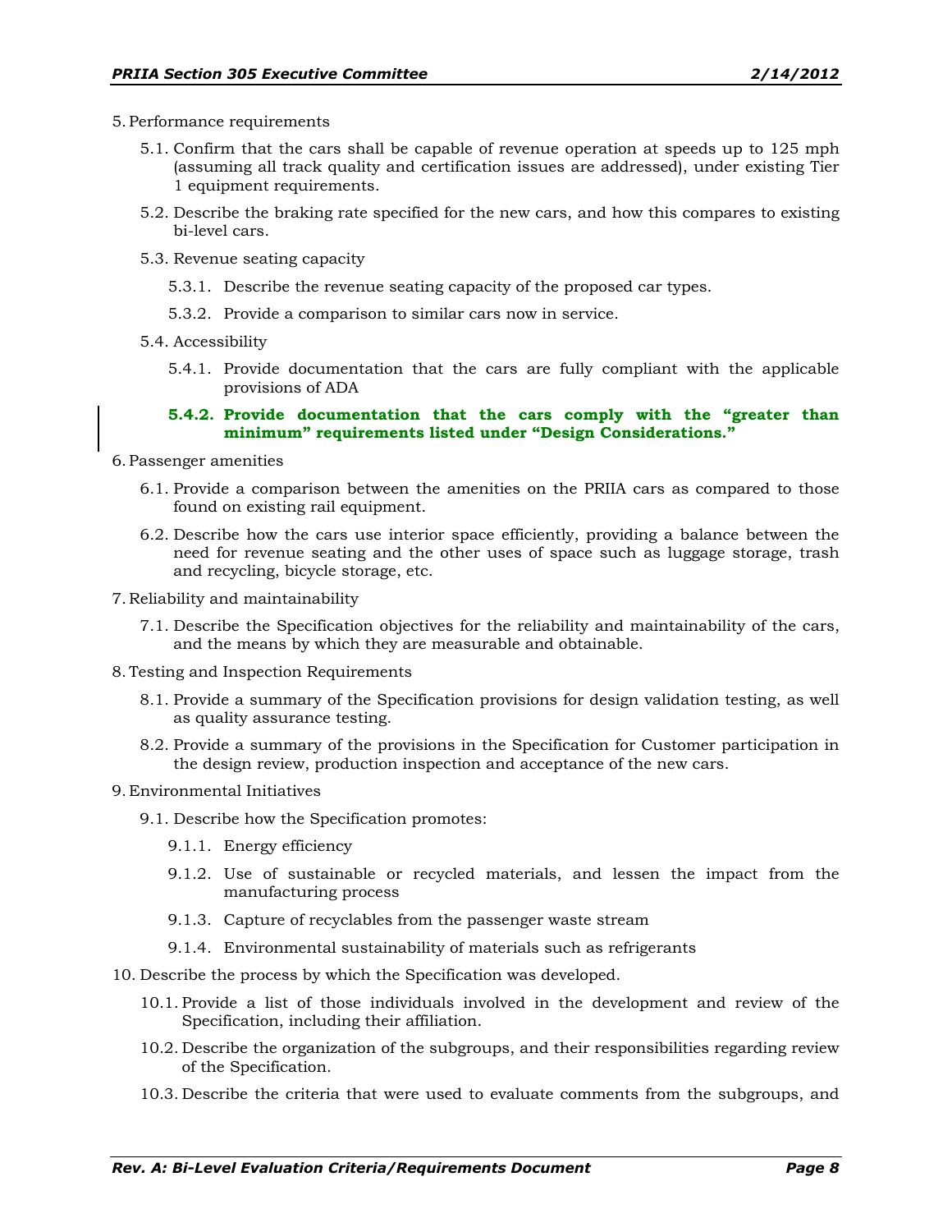5. Performance requirements

    5.1. Confirm that the cars shall be capable of revenue operation at speeds up to 125 mph (assuming all track quality and certification issues are addressed), under existing Tier 1 equipment requirements.

    5.2. Describe the braking rate specified for the new cars, and how this compares to existing bi-level cars.

    5.3. Revenue seating capacity

        5.3.1. Describe the revenue seating capacity of the proposed car types.

        5.3.2. Provide a comparison to similar cars now in service.

    5.4. Accessibility

        5.4.1. Provide documentation that the cars are fully compliant with the applicable provisions of ADA

        **5.4.2. Provide documentation that the cars comply with the "greater than minimum" requirements listed under "Design Considerations."**

6. Passenger amenities

    6.1. Provide a comparison between the amenities on the PRIIA cars as compared to those found on existing rail equipment.

    6.2. Describe how the cars use interior space efficiently, providing a balance between the need for revenue seating and the other uses of space such as luggage storage, trash and recycling, bicycle storage, etc.

7. Reliability and maintainability

    7.1. Describe the Specification objectives for the reliability and maintainability of the cars, and the means by which they are measurable and obtainable.

8. Testing and Inspection Requirements

    8.1. Provide a summary of the Specification provisions for design validation testing, as well as quality assurance testing.

    8.2. Provide a summary of the provisions in the Specification for Customer participation in the design review, production inspection and acceptance of the new cars.

9. Environmental Initiatives

    9.1. Describe how the Specification promotes:

        9.1.1. Energy efficiency

        9.1.2. Use of sustainable or recycled materials, and lessen the impact from the manufacturing process

        9.1.3. Capture of recyclables from the passenger waste stream

        9.1.4. Environmental sustainability of materials such as refrigerants

10. Describe the process by which the Specification was developed.

    10.1. Provide a list of those individuals involved in the development and review of the Specification, including their affiliation.

    10.2. Describe the organization of the subgroups, and their responsibilities regarding review of the Specification.

    10.3. Describe the criteria that were used to evaluate comments from the subgroups, and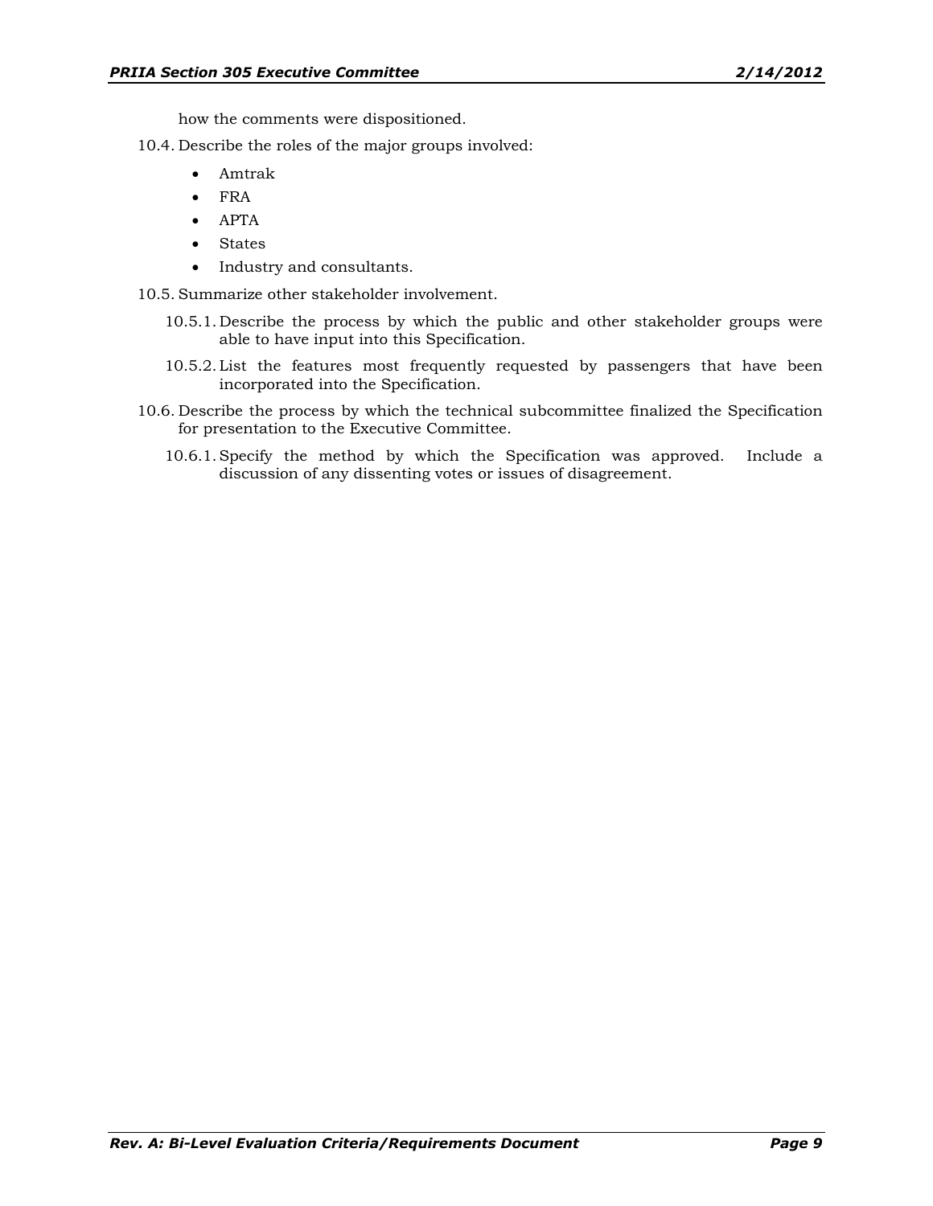how the comments were dispositioned.

10.4. Describe the roles of the major groups involved:

- Amtrak
- FRA
- APTA
- States
- Industry and consultants.

10.5. Summarize other stakeholder involvement.

10.5.1. Describe the process by which the public and other stakeholder groups were able to have input into this Specification.

10.5.2. List the features most frequently requested by passengers that have been incorporated into the Specification.

10.6. Describe the process by which the technical subcommittee finalized the Specification for presentation to the Executive Committee.

10.6.1. Specify the method by which the Specification was approved. Include a discussion of any dissenting votes or issues of disagreement.